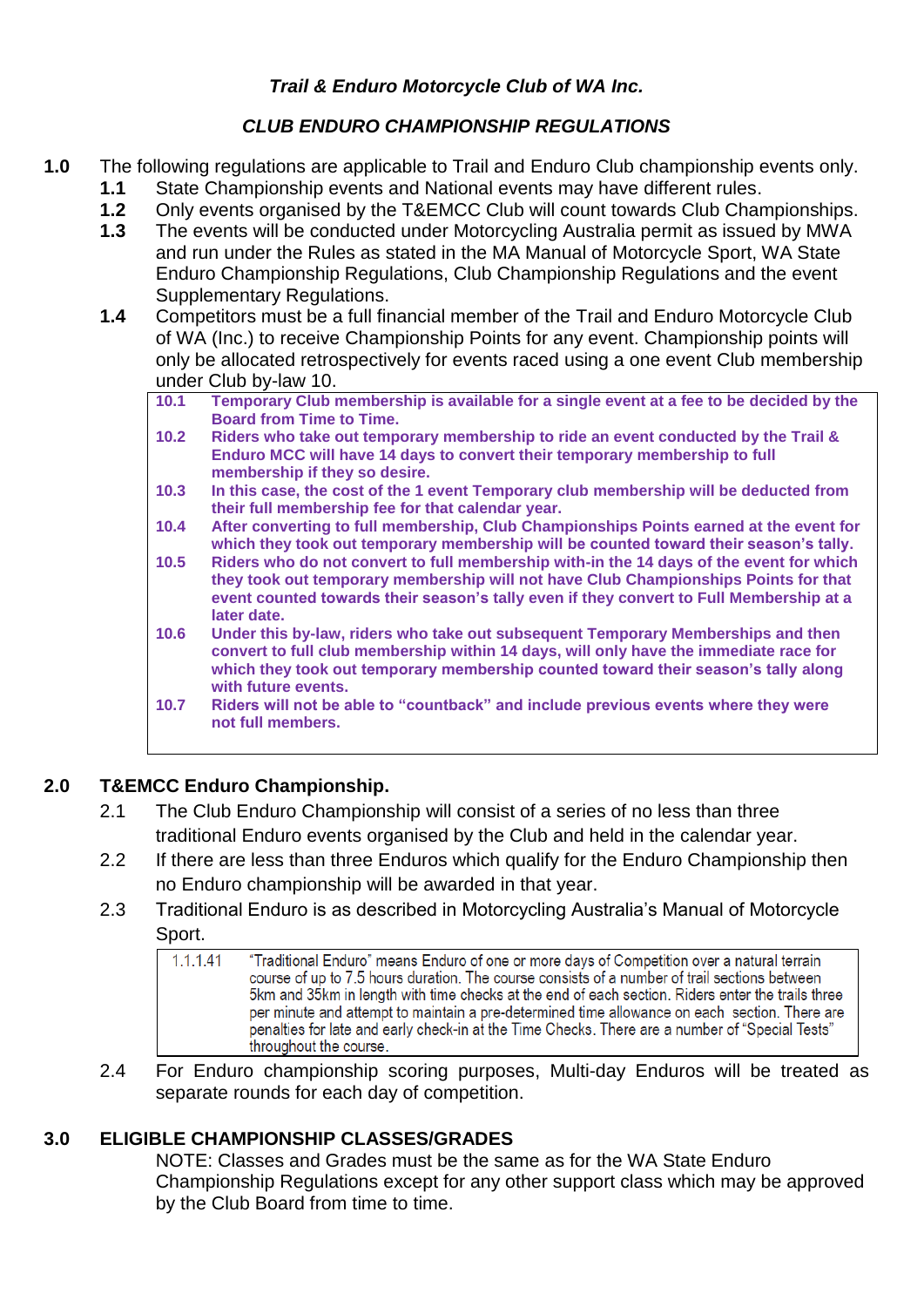*Trail & Enduro Motorcycle Club of WA Inc.*

## *CLUB ENDURO CHAMPIONSHIP REGULATIONS*

**1.0** The following regulations are applicable to Trail and Enduro Club championship events only.

**1.1** State Championship events and National events may have different rules.

**1.2** Only events organised by the T&EMCC Club will count towards Club Championships.

**1.3** The events will be conducted under Motorcycling Australia permit as issued by MWA and run under the Rules as stated in the MA Manual of Motorcycle Sport, WA State Enduro Championship Regulations, Club Championship Regulations and the event Supplementary Regulations.

**1.4** Competitors must be a full financial member of the Trail and Enduro Motorcycle Club of WA (Inc.) to receive Championship Points for any event. Championship points will only be allocated retrospectively for events raced using a one event Club membership under Club by-law 10.

> **10.1** **Temporary Club membership is available for a single event at a fee to be decided by the Board from Time to Time.**
>
> **10.2** **Riders who take out temporary membership to ride an event conducted by the Trail & Enduro MCC will have 14 days to convert their temporary membership to full membership if they so desire.**
>
> **10.3** **In this case, the cost of the 1 event Temporary club membership will be deducted from their full membership fee for that calendar year.**
>
> **10.4** **After converting to full membership, Club Championships Points earned at the event for which they took out temporary membership will be counted toward their season's tally.**
>
> **10.5** **Riders who do not convert to full membership with-in the 14 days of the event for which they took out temporary membership will not have Club Championships Points for that event counted towards their season's tally even if they convert to Full Membership at a later date.**
>
> **10.6** **Under this by-law, riders who take out subsequent Temporary Memberships and then convert to full club membership within 14 days, will only have the immediate race for which they took out temporary membership counted toward their season's tally along with future events.**
>
> **10.7** **Riders will not be able to "countback" and include previous events where they were not full members.**

## **2.0 T&EMCC Enduro Championship.**

2.1 The Club Enduro Championship will consist of a series of no less than three traditional Enduro events organised by the Club and held in the calendar year.

2.2 If there are less than three Enduros which qualify for the Enduro Championship then no Enduro championship will be awarded in that year.

2.3 Traditional Enduro is as described in Motorcycling Australia's Manual of Motorcycle Sport.

> 1.1.1.41 "Traditional Enduro" means Enduro of one or more days of Competition over a natural terrain course of up to 7.5 hours duration. The course consists of a number of trail sections between 5km and 35km in length with time checks at the end of each section. Riders enter the trails three per minute and attempt to maintain a pre-determined time allowance on each section. There are penalties for late and early check-in at the Time Checks. There are a number of "Special Tests" throughout the course.

2.4 For Enduro championship scoring purposes, Multi-day Enduros will be treated as separate rounds for each day of competition.

## **3.0 ELIGIBLE CHAMPIONSHIP CLASSES/GRADES**

NOTE: Classes and Grades must be the same as for the WA State Enduro Championship Regulations except for any other support class which may be approved by the Club Board from time to time.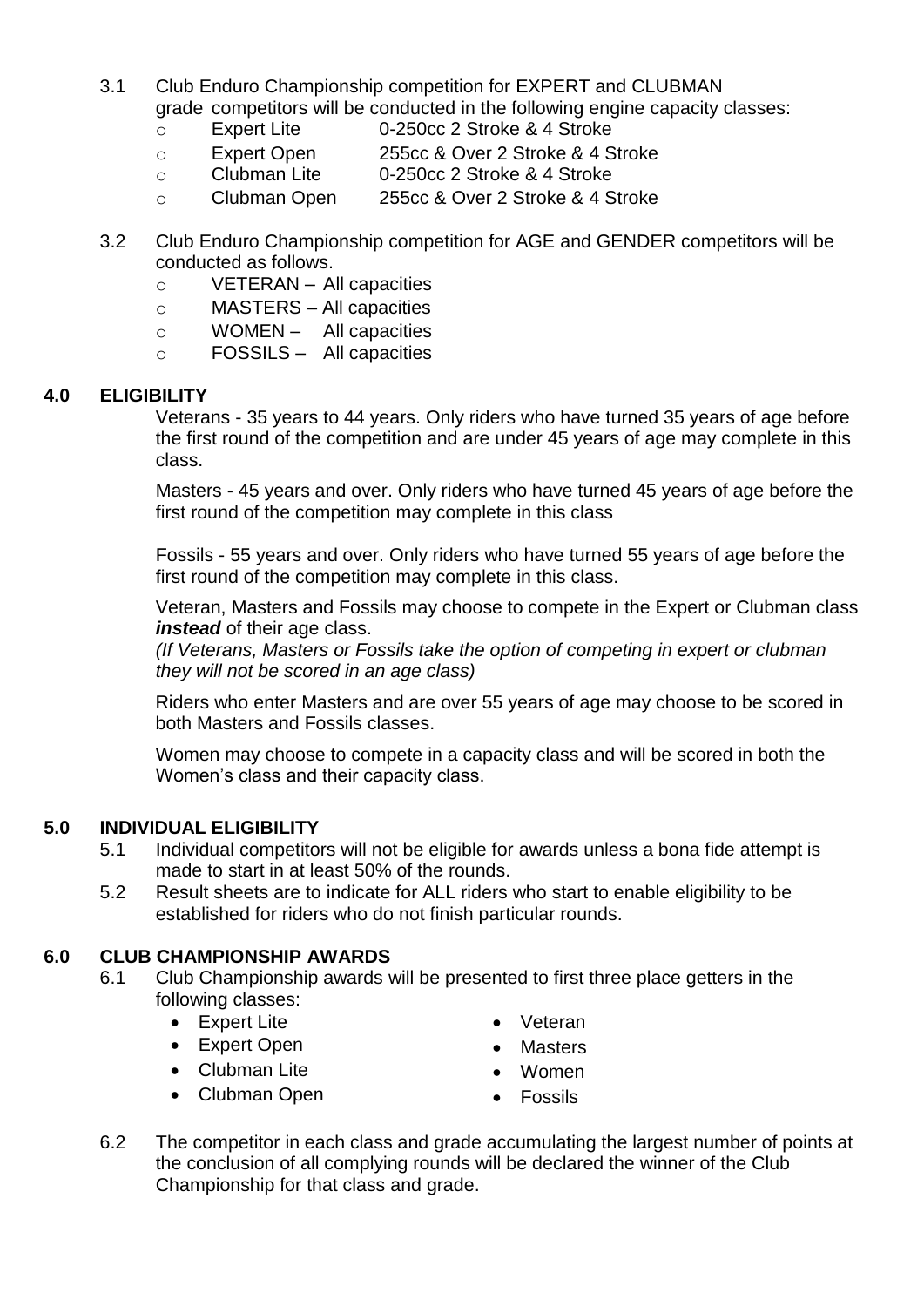3.1 Club Enduro Championship competition for EXPERT and CLUBMAN grade competitors will be conducted in the following engine capacity classes:

- Expert Lite 0-250cc 2 Stroke & 4 Stroke
- Expert Open 255cc & Over 2 Stroke & 4 Stroke
- Clubman Lite 0-250cc 2 Stroke & 4 Stroke
- Clubman Open 255cc & Over 2 Stroke & 4 Stroke

3.2 Club Enduro Championship competition for AGE and GENDER competitors will be conducted as follows.

- VETERAN – All capacities
- MASTERS – All capacities
- WOMEN – All capacities
- FOSSILS – All capacities

## 4.0 ELIGIBILITY

Veterans - 35 years to 44 years. Only riders who have turned 35 years of age before the first round of the competition and are under 45 years of age may complete in this class.

Masters - 45 years and over. Only riders who have turned 45 years of age before the first round of the competition may complete in this class

Fossils - 55 years and over. Only riders who have turned 55 years of age before the first round of the competition may complete in this class.

Veteran, Masters and Fossils may choose to compete in the Expert or Clubman class ***instead*** of their age class.
*(If Veterans, Masters or Fossils take the option of competing in expert or clubman they will not be scored in an age class)*

Riders who enter Masters and are over 55 years of age may choose to be scored in both Masters and Fossils classes.

Women may choose to compete in a capacity class and will be scored in both the Women's class and their capacity class.

## 5.0 INDIVIDUAL ELIGIBILITY

5.1 Individual competitors will not be eligible for awards unless a bona fide attempt is made to start in at least 50% of the rounds.

5.2 Result sheets are to indicate for ALL riders who start to enable eligibility to be established for riders who do not finish particular rounds.

## 6.0 CLUB CHAMPIONSHIP AWARDS

6.1 Club Championship awards will be presented to first three place getters in the following classes:

- Expert Lite
- Expert Open
- Clubman Lite
- Clubman Open
- Veteran
- Masters
- Women
- Fossils

6.2 The competitor in each class and grade accumulating the largest number of points at the conclusion of all complying rounds will be declared the winner of the Club Championship for that class and grade.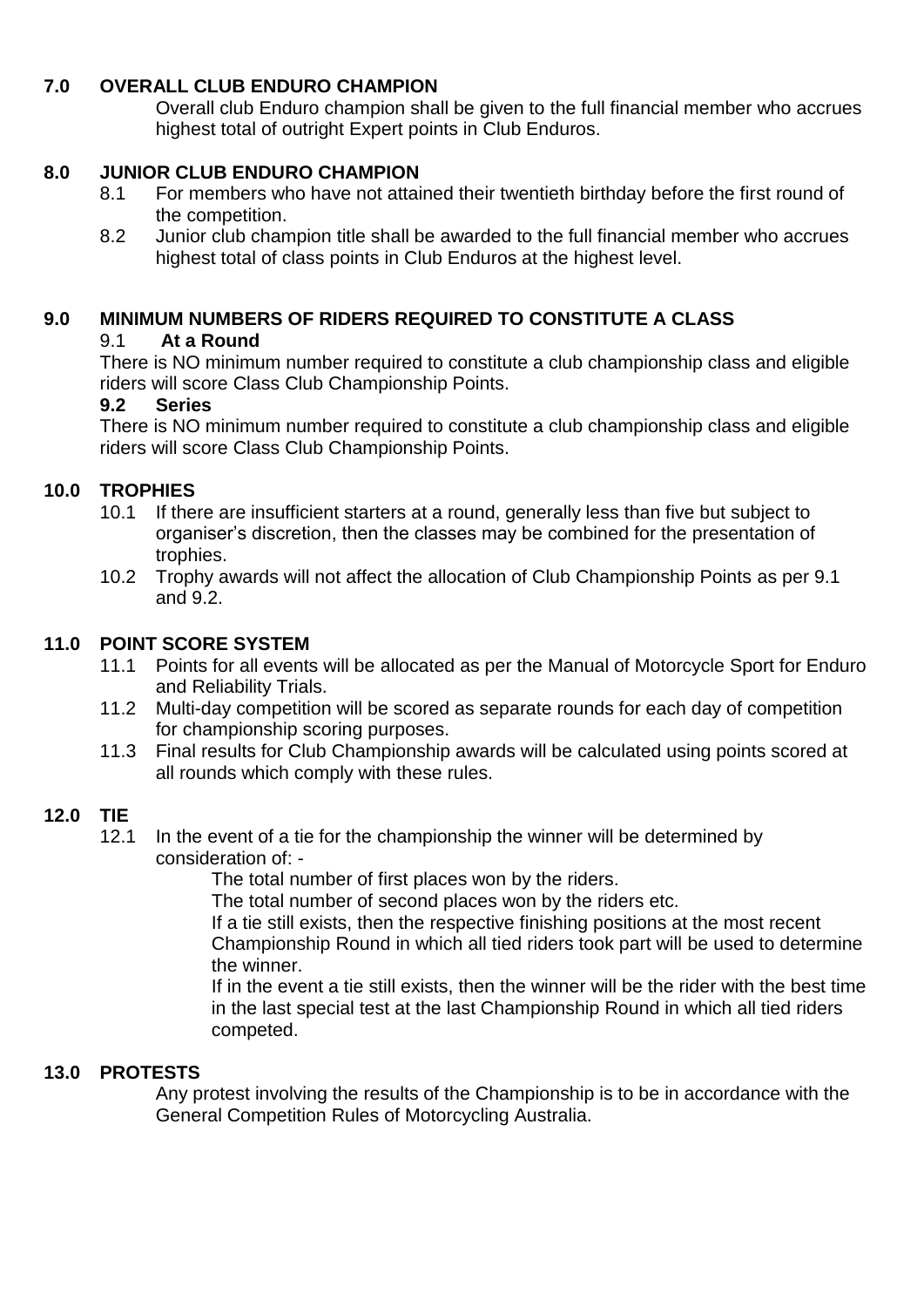## 7.0 OVERALL CLUB ENDURO CHAMPION

Overall club Enduro champion shall be given to the full financial member who accrues highest total of outright Expert points in Club Enduros.

## 8.0 JUNIOR CLUB ENDURO CHAMPION

8.1 For members who have not attained their twentieth birthday before the first round of the competition.

8.2 Junior club champion title shall be awarded to the full financial member who accrues highest total of class points in Club Enduros at the highest level.

## 9.0 MINIMUM NUMBERS OF RIDERS REQUIRED TO CONSTITUTE A CLASS

### 9.1 At a Round

There is NO minimum number required to constitute a club championship class and eligible riders will score Class Club Championship Points.

### 9.2 Series

There is NO minimum number required to constitute a club championship class and eligible riders will score Class Club Championship Points.

## 10.0 TROPHIES

10.1 If there are insufficient starters at a round, generally less than five but subject to organiser's discretion, then the classes may be combined for the presentation of trophies.

10.2 Trophy awards will not affect the allocation of Club Championship Points as per 9.1 and 9.2.

## 11.0 POINT SCORE SYSTEM

11.1 Points for all events will be allocated as per the Manual of Motorcycle Sport for Enduro and Reliability Trials.

11.2 Multi-day competition will be scored as separate rounds for each day of competition for championship scoring purposes.

11.3 Final results for Club Championship awards will be calculated using points scored at all rounds which comply with these rules.

## 12.0 TIE

12.1 In the event of a tie for the championship the winner will be determined by consideration of: -

The total number of first places won by the riders.

The total number of second places won by the riders etc.

If a tie still exists, then the respective finishing positions at the most recent Championship Round in which all tied riders took part will be used to determine the winner.

If in the event a tie still exists, then the winner will be the rider with the best time in the last special test at the last Championship Round in which all tied riders competed.

## 13.0 PROTESTS

Any protest involving the results of the Championship is to be in accordance with the General Competition Rules of Motorcycling Australia.